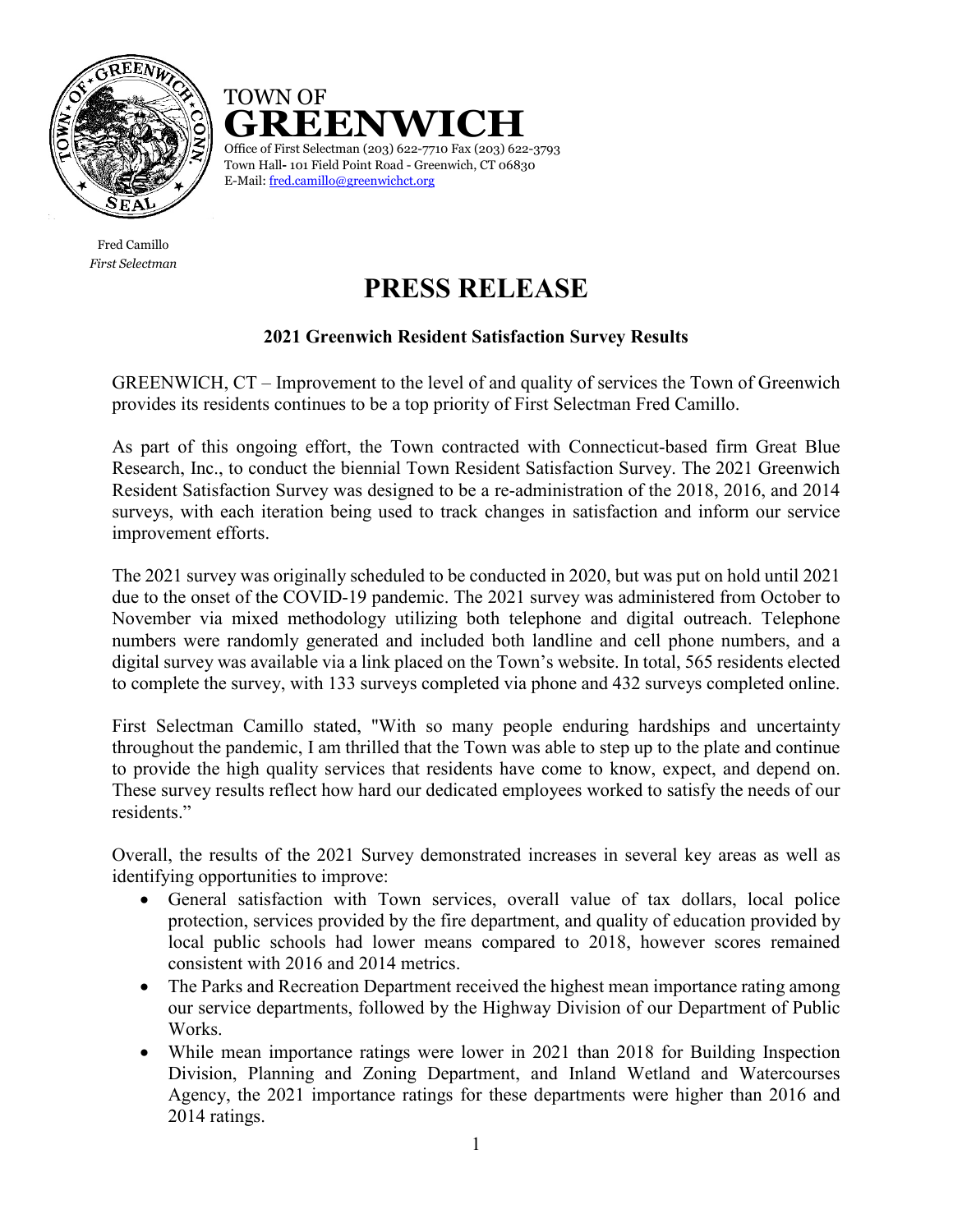TOWN OF
**GREENWICH**
Office of First Selectman (203) 622-7710 Fax (203) 622-3793
Town Hall- 101 Field Point Road - Greenwich, CT 06830
E-Mail: fred.camillo@greenwichct.org

Fred Camillo
*First Selectman*

# PRESS RELEASE

## 2021 Greenwich Resident Satisfaction Survey Results

GREENWICH, CT – Improvement to the level of and quality of services the Town of Greenwich provides its residents continues to be a top priority of First Selectman Fred Camillo.

As part of this ongoing effort, the Town contracted with Connecticut-based firm Great Blue Research, Inc., to conduct the biennial Town Resident Satisfaction Survey. The 2021 Greenwich Resident Satisfaction Survey was designed to be a re-administration of the 2018, 2016, and 2014 surveys, with each iteration being used to track changes in satisfaction and inform our service improvement efforts.

The 2021 survey was originally scheduled to be conducted in 2020, but was put on hold until 2021 due to the onset of the COVID-19 pandemic. The 2021 survey was administered from October to November via mixed methodology utilizing both telephone and digital outreach. Telephone numbers were randomly generated and included both landline and cell phone numbers, and a digital survey was available via a link placed on the Town's website. In total, 565 residents elected to complete the survey, with 133 surveys completed via phone and 432 surveys completed online.

First Selectman Camillo stated, "With so many people enduring hardships and uncertainty throughout the pandemic, I am thrilled that the Town was able to step up to the plate and continue to provide the high quality services that residents have come to know, expect, and depend on. These survey results reflect how hard our dedicated employees worked to satisfy the needs of our residents."

Overall, the results of the 2021 Survey demonstrated increases in several key areas as well as identifying opportunities to improve:

- General satisfaction with Town services, overall value of tax dollars, local police protection, services provided by the fire department, and quality of education provided by local public schools had lower means compared to 2018, however scores remained consistent with 2016 and 2014 metrics.
- The Parks and Recreation Department received the highest mean importance rating among our service departments, followed by the Highway Division of our Department of Public Works.
- While mean importance ratings were lower in 2021 than 2018 for Building Inspection Division, Planning and Zoning Department, and Inland Wetland and Watercourses Agency, the 2021 importance ratings for these departments were higher than 2016 and 2014 ratings.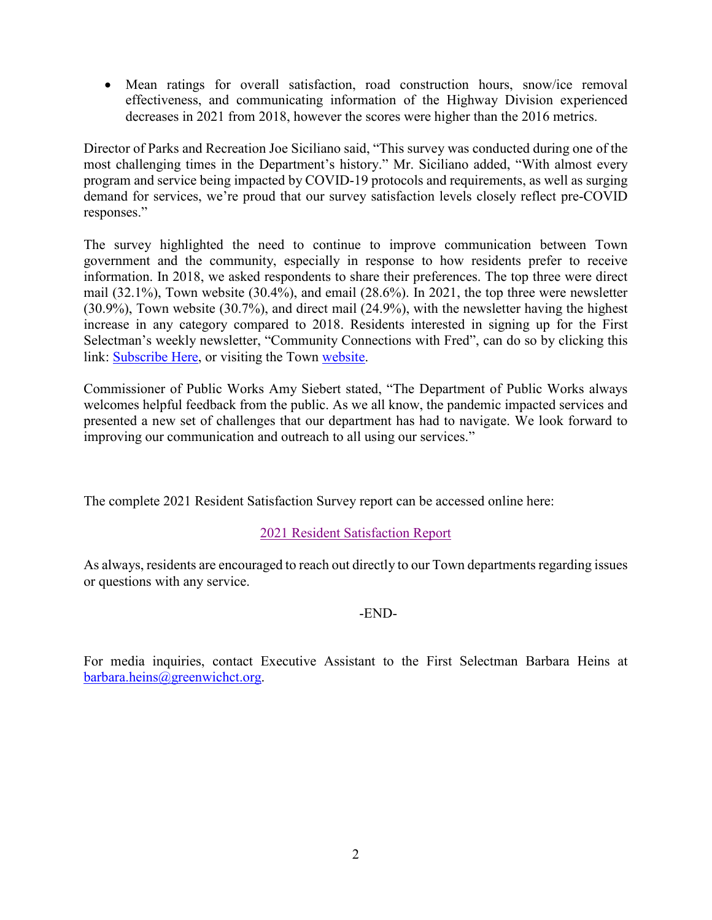- Mean ratings for overall satisfaction, road construction hours, snow/ice removal effectiveness, and communicating information of the Highway Division experienced decreases in 2021 from 2018, however the scores were higher than the 2016 metrics.

Director of Parks and Recreation Joe Siciliano said, "This survey was conducted during one of the most challenging times in the Department's history." Mr. Siciliano added, "With almost every program and service being impacted by COVID-19 protocols and requirements, as well as surging demand for services, we're proud that our survey satisfaction levels closely reflect pre-COVID responses."

The survey highlighted the need to continue to improve communication between Town government and the community, especially in response to how residents prefer to receive information. In 2018, we asked respondents to share their preferences. The top three were direct mail (32.1%), Town website (30.4%), and email (28.6%). In 2021, the top three were newsletter (30.9%), Town website (30.7%), and direct mail (24.9%), with the newsletter having the highest increase in any category compared to 2018. Residents interested in signing up for the First Selectman's weekly newsletter, "Community Connections with Fred", can do so by clicking this link: Subscribe Here, or visiting the Town website.

Commissioner of Public Works Amy Siebert stated, "The Department of Public Works always welcomes helpful feedback from the public. As we all know, the pandemic impacted services and presented a new set of challenges that our department has had to navigate. We look forward to improving our communication and outreach to all using our services."

The complete 2021 Resident Satisfaction Survey report can be accessed online here:

2021 Resident Satisfaction Report

As always, residents are encouraged to reach out directly to our Town departments regarding issues or questions with any service.

-END-

For media inquiries, contact Executive Assistant to the First Selectman Barbara Heins at barbara.heins@greenwichct.org.